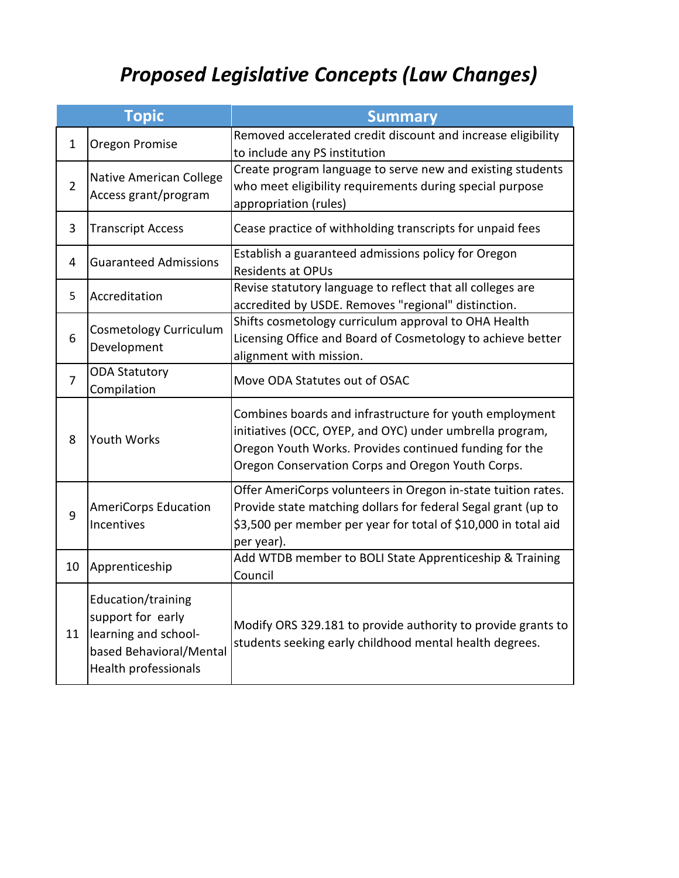# *Proposed Legislative Concepts (Law Changes)*

| | Topic | Summary |
|---|---|---|
| 1 | Oregon Promise | Removed accelerated credit discount and increase eligibility to include any PS institution |
| 2 | Native American College Access grant/program | Create program language to serve new and existing students who meet eligibility requirements during special purpose appropriation (rules) |
| 3 | Transcript Access | Cease practice of withholding transcripts for unpaid fees |
| 4 | Guaranteed Admissions | Establish a guaranteed admissions policy for Oregon Residents at OPUs |
| 5 | Accreditation | Revise statutory language to reflect that all colleges are accredited by USDE. Removes "regional" distinction. |
| 6 | Cosmetology Curriculum Development | Shifts cosmetology curriculum approval to OHA Health Licensing Office and Board of Cosmetology to achieve better alignment with mission. |
| 7 | ODA Statutory Compilation | Move ODA Statutes out of OSAC |
| 8 | Youth Works | Combines boards and infrastructure for youth employment initiatives (OCC, OYEP, and OYC) under umbrella program, Oregon Youth Works. Provides continued funding for the Oregon Conservation Corps and Oregon Youth Corps. |
| 9 | AmeriCorps Education Incentives | Offer AmeriCorps volunteers in Oregon in-state tuition rates. Provide state matching dollars for federal Segal grant (up to $3,500 per member per year for total of $10,000 in total aid per year). |
| 10 | Apprenticeship | Add WTDB member to BOLI State Apprenticeship & Training Council |
| 11 | Education/training support for early learning and school-based Behavioral/Mental Health professionals | Modify ORS 329.181 to provide authority to provide grants to students seeking early childhood mental health degrees. |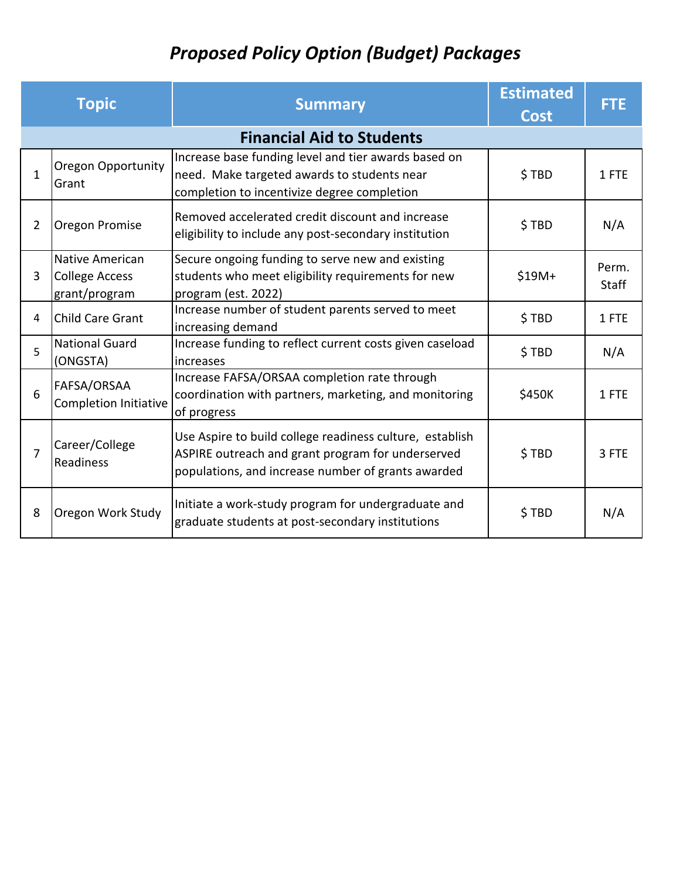# *Proposed Policy Option (Budget) Packages*

| | Topic | Summary | Estimated Cost | FTE |
|---|---|---|---|---|
| **Financial Aid to Students** | | | | |
| 1 | Oregon Opportunity Grant | Increase base funding level and tier awards based on need. Make targeted awards to students near completion to incentivize degree completion | $ TBD | 1 FTE |
| 2 | Oregon Promise | Removed accelerated credit discount and increase eligibility to include any post-secondary institution | $ TBD | N/A |
| 3 | Native American College Access grant/program | Secure ongoing funding to serve new and existing students who meet eligibility requirements for new program (est. 2022) | $19M+ | Perm. Staff |
| 4 | Child Care Grant | Increase number of student parents served to meet increasing demand | $ TBD | 1 FTE |
| 5 | National Guard (ONGSTA) | Increase funding to reflect current costs given caseload increases | $ TBD | N/A |
| 6 | FAFSA/ORSAA Completion Initiative | Increase FAFSA/ORSAA completion rate through coordination with partners, marketing, and monitoring of progress | $450K | 1 FTE |
| 7 | Career/College Readiness | Use Aspire to build college readiness culture, establish ASPIRE outreach and grant program for underserved populations, and increase number of grants awarded | $ TBD | 3 FTE |
| 8 | Oregon Work Study | Initiate a work-study program for undergraduate and graduate students at post-secondary institutions | $ TBD | N/A |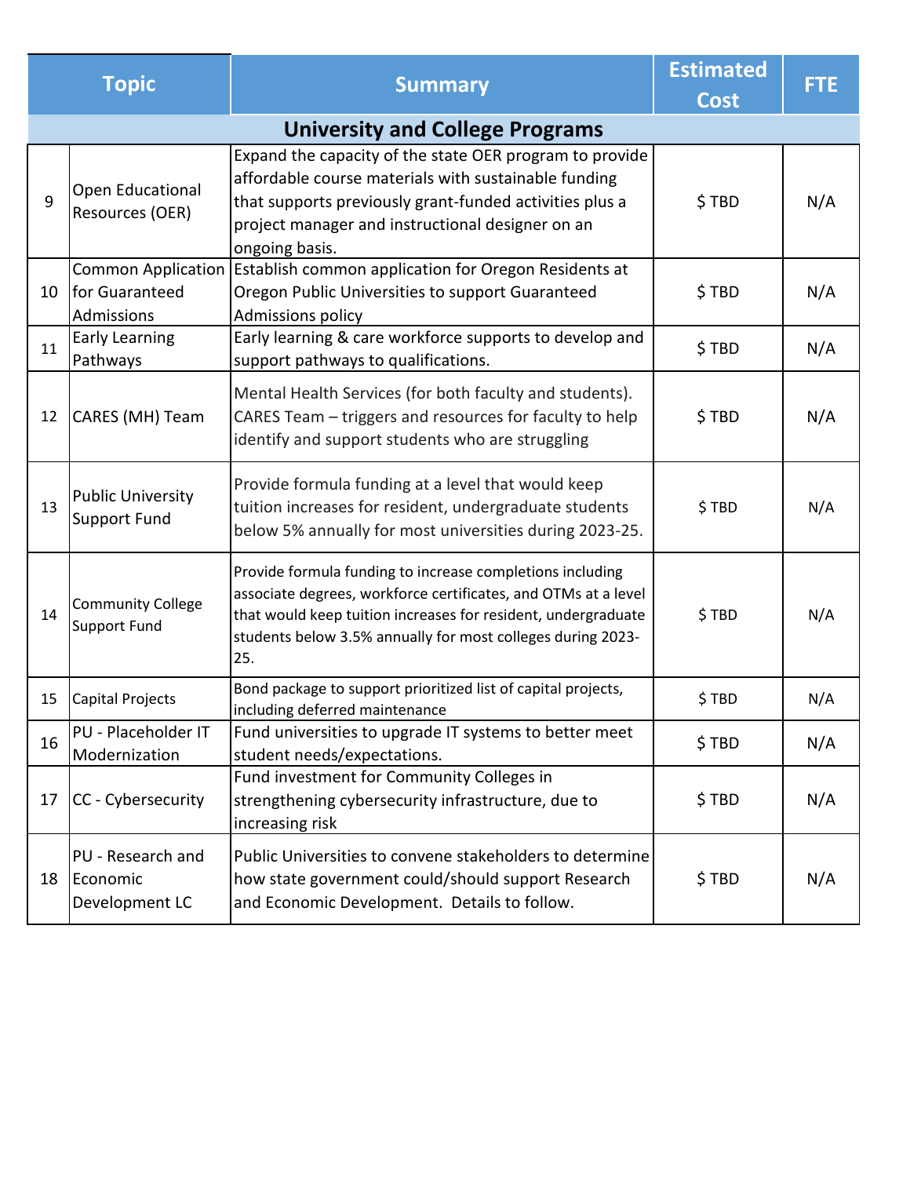| | Topic | Summary | Estimated Cost | FTE |
|---|---|---|---|---|
| **University and College Programs** | | | | |
| 9 | Open Educational Resources (OER) | Expand the capacity of the state OER program to provide affordable course materials with sustainable funding that supports previously grant-funded activities plus a project manager and instructional designer on an ongoing basis. | $ TBD | N/A |
| 10 | Common Application for Guaranteed Admissions | Establish common application for Oregon Residents at Oregon Public Universities to support Guaranteed Admissions policy | $ TBD | N/A |
| 11 | Early Learning Pathways | Early learning & care workforce supports to develop and support pathways to qualifications. | $ TBD | N/A |
| 12 | CARES (MH) Team | Mental Health Services (for both faculty and students). CARES Team – triggers and resources for faculty to help identify and support students who are struggling | $ TBD | N/A |
| 13 | Public University Support Fund | Provide formula funding at a level that would keep tuition increases for resident, undergraduate students below 5% annually for most universities during 2023-25. | $ TBD | N/A |
| 14 | Community College Support Fund | Provide formula funding to increase completions including associate degrees, workforce certificates, and OTMs at a level that would keep tuition increases for resident, undergraduate students below 3.5% annually for most colleges during 2023-25. | $ TBD | N/A |
| 15 | Capital Projects | Bond package to support prioritized list of capital projects, including deferred maintenance | $ TBD | N/A |
| 16 | PU - Placeholder IT Modernization | Fund universities to upgrade IT systems to better meet student needs/expectations. | $ TBD | N/A |
| 17 | CC - Cybersecurity | Fund investment for Community Colleges in strengthening cybersecurity infrastructure, due to increasing risk | $ TBD | N/A |
| 18 | PU - Research and Economic Development LC | Public Universities to convene stakeholders to determine how state government could/should support Research and Economic Development. Details to follow. | $ TBD | N/A |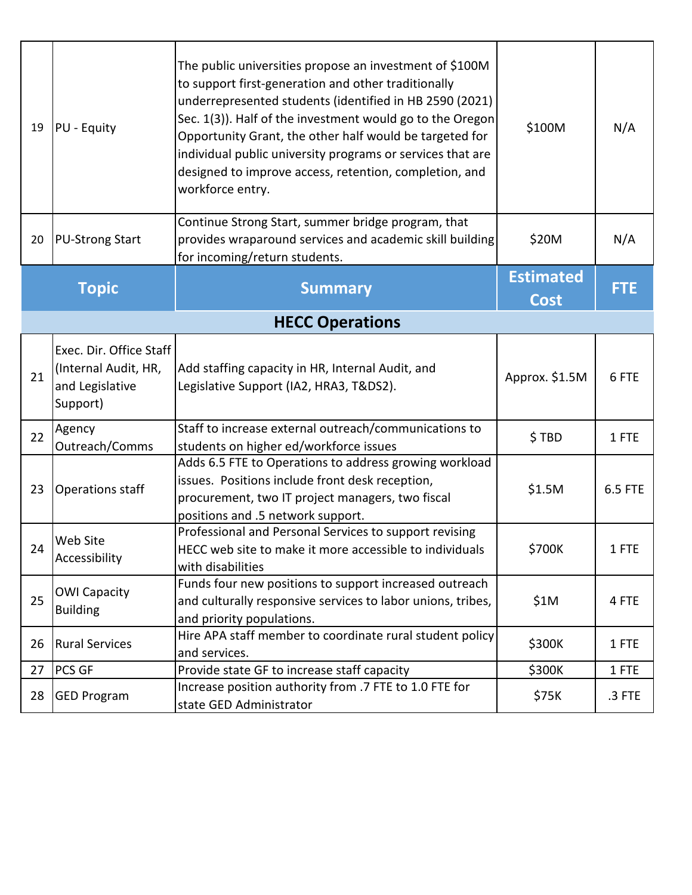| | | | | |
|---|---|---|---|---|
| 19 | PU - Equity | The public universities propose an investment of $100M to support first-generation and other traditionally underrepresented students (identified in HB 2590 (2021) Sec. 1(3)). Half of the investment would go to the Oregon Opportunity Grant, the other half would be targeted for individual public university programs or services that are designed to improve access, retention, completion, and workforce entry. | $100M | N/A |
| 20 | PU-Strong Start | Continue Strong Start, summer bridge program, that provides wraparound services and academic skill building for incoming/return students. | $20M | N/A |

| Topic | | Summary | Estimated Cost | FTE |
|---|---|---|---|---|
| **HECC Operations** | | | | |
| 21 | Exec. Dir. Office Staff (Internal Audit, HR, and Legislative Support) | Add staffing capacity in HR, Internal Audit, and Legislative Support (IA2, HRA3, T&DS2). | Approx. $1.5M | 6 FTE |
| 22 | Agency Outreach/Comms | Staff to increase external outreach/communications to students on higher ed/workforce issues | $ TBD | 1 FTE |
| 23 | Operations staff | Adds 6.5 FTE to Operations to address growing workload issues. Positions include front desk reception, procurement, two IT project managers, two fiscal positions and .5 network support. | $1.5M | 6.5 FTE |
| 24 | Web Site Accessibility | Professional and Personal Services to support revising HECC web site to make it more accessible to individuals with disabilities | $700K | 1 FTE |
| 25 | OWI Capacity Building | Funds four new positions to support increased outreach and culturally responsive services to labor unions, tribes, and priority populations. | $1M | 4 FTE |
| 26 | Rural Services | Hire APA staff member to coordinate rural student policy and services. | $300K | 1 FTE |
| 27 | PCS GF | Provide state GF to increase staff capacity | $300K | 1 FTE |
| 28 | GED Program | Increase position authority from .7 FTE to 1.0 FTE for state GED Administrator | $75K | .3 FTE |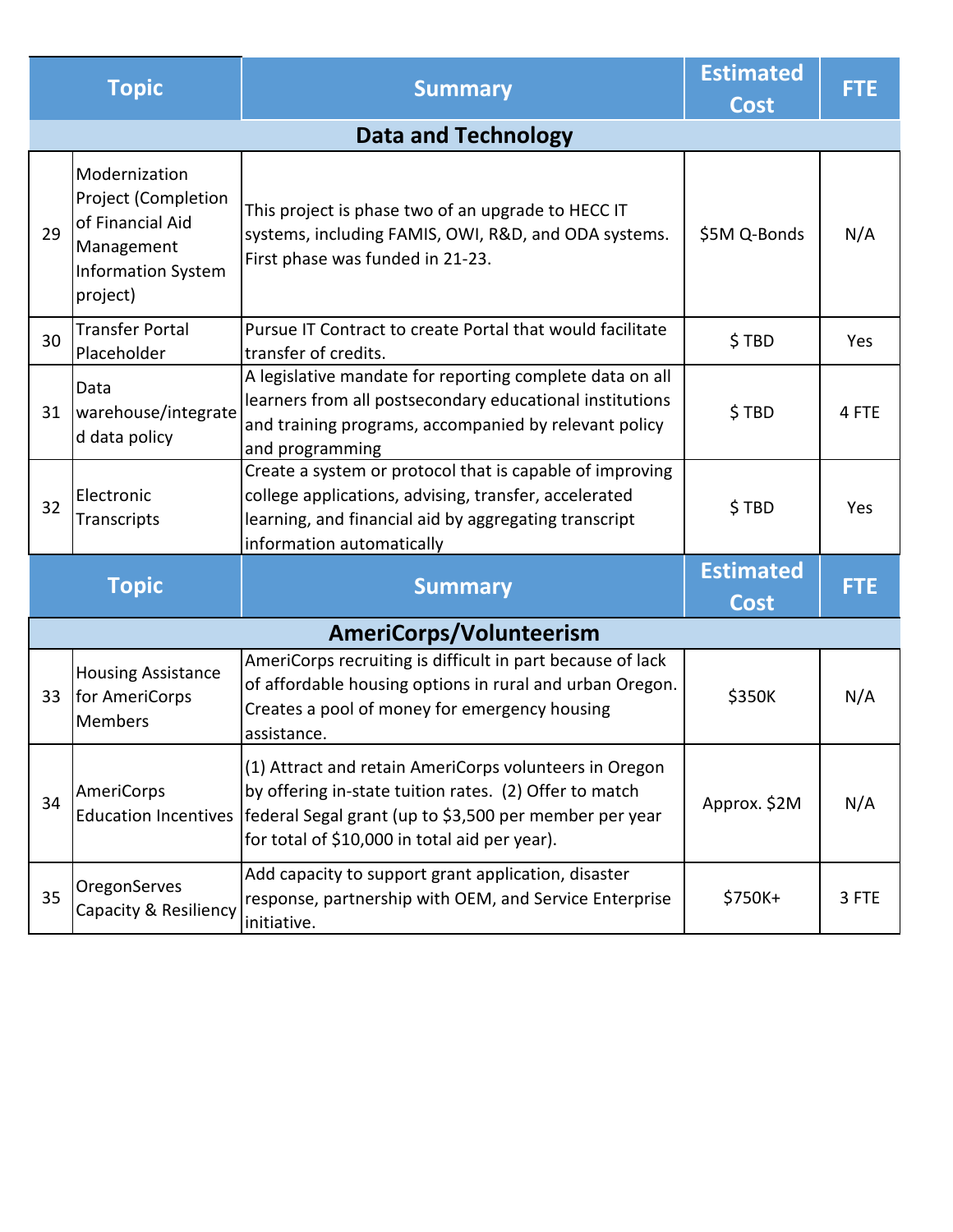| | Topic | Summary | Estimated Cost | FTE |
|---|---|---|---|---|
| **Data and Technology** | | | | |
| 29 | Modernization Project (Completion of Financial Aid Management Information System project) | This project is phase two of an upgrade to HECC IT systems, including FAMIS, OWI, R&D, and ODA systems. First phase was funded in 21-23. | $5M Q-Bonds | N/A |
| 30 | Transfer Portal Placeholder | Pursue IT Contract to create Portal that would facilitate transfer of credits. | $ TBD | Yes |
| 31 | Data warehouse/integrated data policy | A legislative mandate for reporting complete data on all learners from all postsecondary educational institutions and training programs, accompanied by relevant policy and programming | $ TBD | 4 FTE |
| 32 | Electronic Transcripts | Create a system or protocol that is capable of improving college applications, advising, transfer, accelerated learning, and financial aid by aggregating transcript information automatically | $ TBD | Yes |

| | Topic | Summary | Estimated Cost | FTE |
|---|---|---|---|---|
| **AmeriCorps/Volunteerism** | | | | |
| 33 | Housing Assistance for AmeriCorps Members | AmeriCorps recruiting is difficult in part because of lack of affordable housing options in rural and urban Oregon. Creates a pool of money for emergency housing assistance. | $350K | N/A |
| 34 | AmeriCorps Education Incentives | (1) Attract and retain AmeriCorps volunteers in Oregon by offering in-state tuition rates. (2) Offer to match federal Segal grant (up to $3,500 per member per year for total of $10,000 in total aid per year). | Approx. $2M | N/A |
| 35 | OregonServes Capacity & Resiliency | Add capacity to support grant application, disaster response, partnership with OEM, and Service Enterprise initiative. | $750K+ | 3 FTE |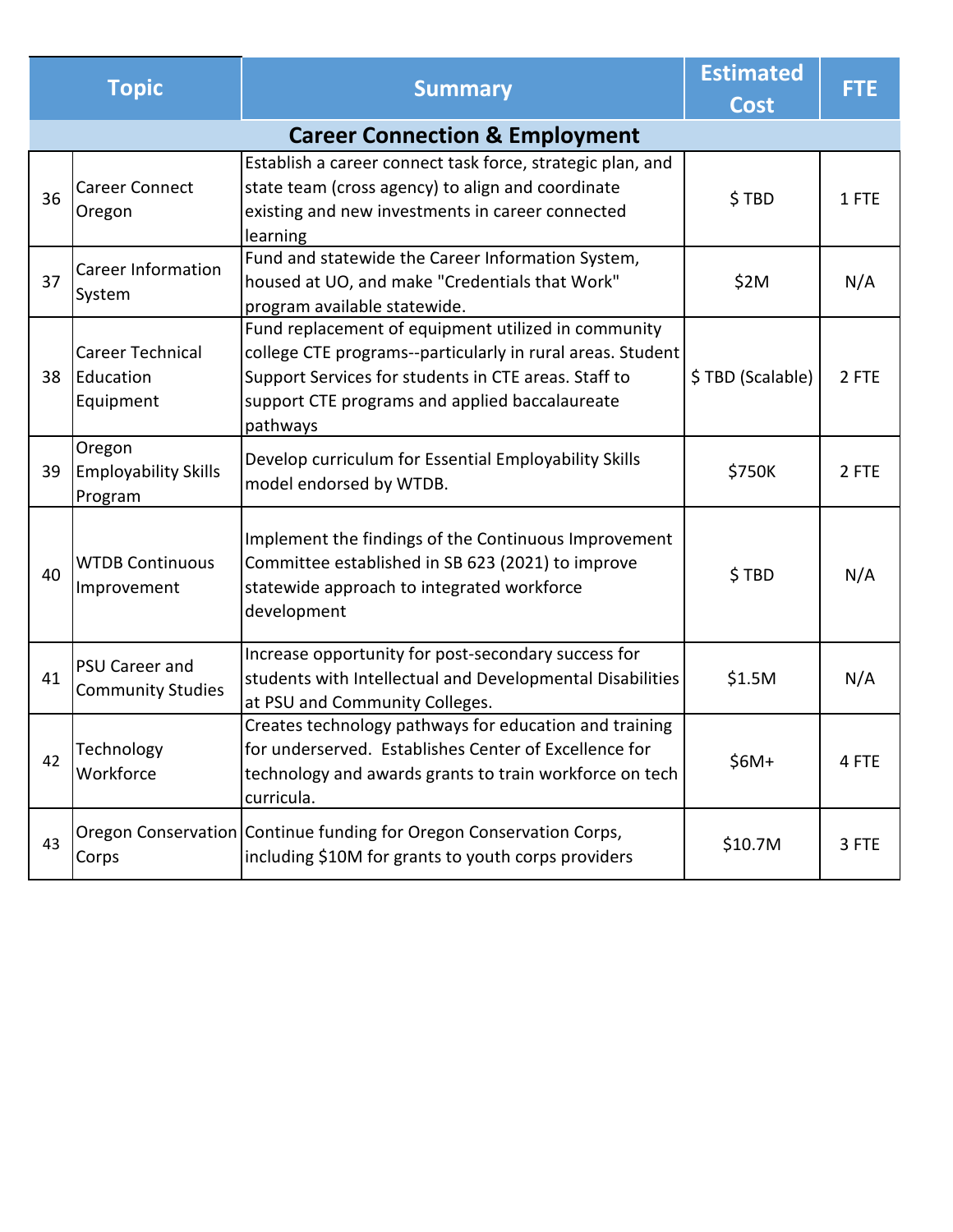| | Topic | Summary | Estimated Cost | FTE |
|---|---|---|---|---|
| **Career Connection & Employment** | | | | |
| 36 | Career Connect Oregon | Establish a career connect task force, strategic plan, and state team (cross agency) to align and coordinate existing and new investments in career connected learning | $ TBD | 1 FTE |
| 37 | Career Information System | Fund and statewide the Career Information System, housed at UO, and make "Credentials that Work" program available statewide. | $2M | N/A |
| 38 | Career Technical Education Equipment | Fund replacement of equipment utilized in community college CTE programs--particularly in rural areas. Student Support Services for students in CTE areas. Staff to support CTE programs and applied baccalaureate pathways | $ TBD (Scalable) | 2 FTE |
| 39 | Oregon Employability Skills Program | Develop curriculum for Essential Employability Skills model endorsed by WTDB. | $750K | 2 FTE |
| 40 | WTDB Continuous Improvement | Implement the findings of the Continuous Improvement Committee established in SB 623 (2021) to improve statewide approach to integrated workforce development | $ TBD | N/A |
| 41 | PSU Career and Community Studies | Increase opportunity for post-secondary success for students with Intellectual and Developmental Disabilities at PSU and Community Colleges. | $1.5M | N/A |
| 42 | Technology Workforce | Creates technology pathways for education and training for underserved. Establishes Center of Excellence for technology and awards grants to train workforce on tech curricula. | $6M+ | 4 FTE |
| 43 | Oregon Conservation Corps | Continue funding for Oregon Conservation Corps, including $10M for grants to youth corps providers | $10.7M | 3 FTE |